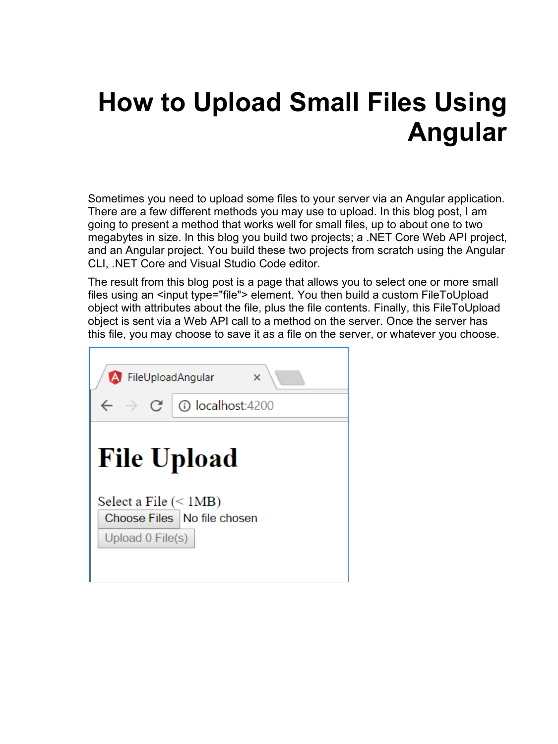# How to Upload Small Files Using Angular

Sometimes you need to upload some files to your server via an Angular application. There are a few different methods you may use to upload. In this blog post, I am going to present a method that works well for small files, up to about one to two megabytes in size. In this blog you build two projects; a .NET Core Web API project, and an Angular project. You build these two projects from scratch using the Angular CLI, .NET Core and Visual Studio Code editor.

The result from this blog post is a page that allows you to select one or more small files using an <input type="file"> element. You then build a custom FileToUpload object with attributes about the file, plus the file contents. Finally, this FileToUpload object is sent via a Web API call to a method on the server. Once the server has this file, you may choose to save it as a file on the server, or whatever you choose.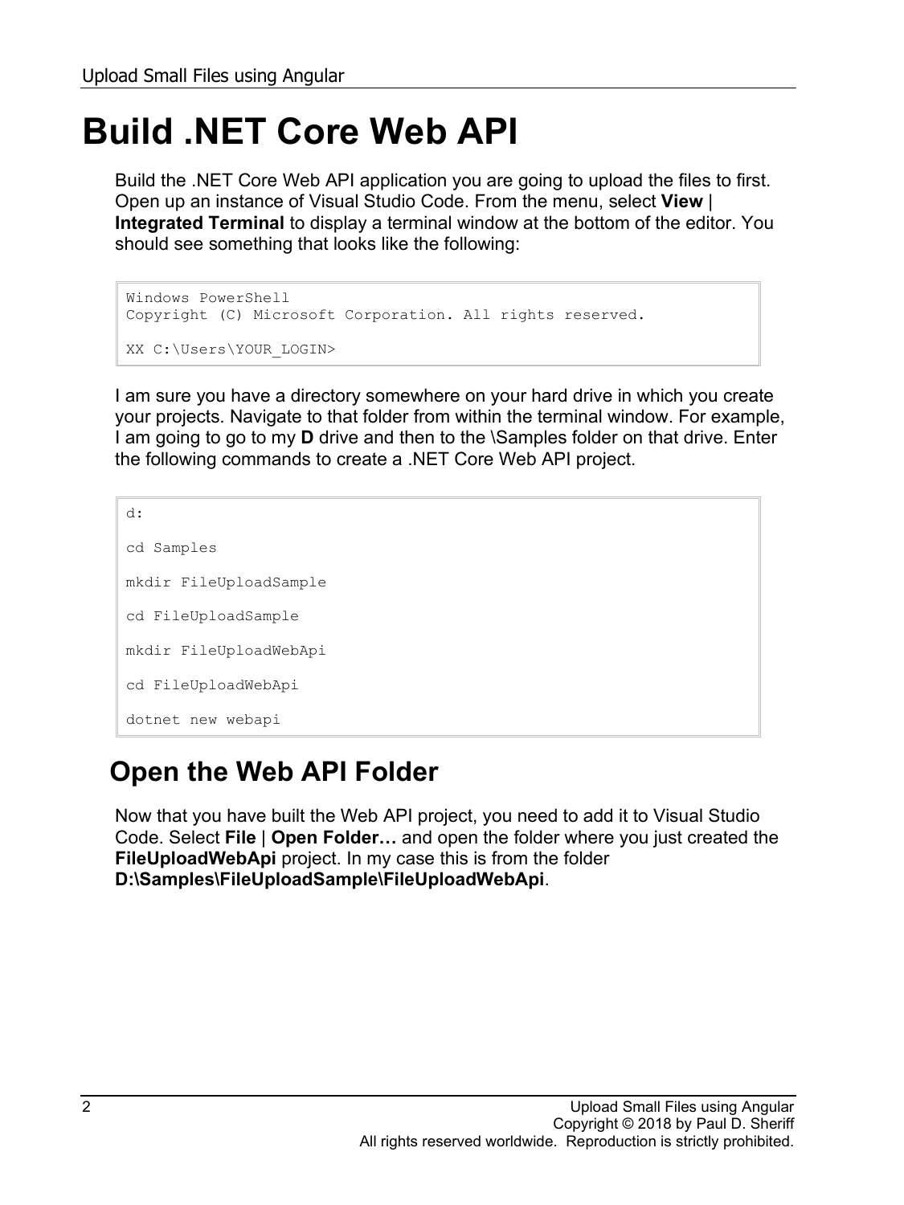# Build .NET Core Web API

Build the .NET Core Web API application you are going to upload the files to first. Open up an instance of Visual Studio Code. From the menu, select **View | Integrated Terminal** to display a terminal window at the bottom of the editor. You should see something that looks like the following:

```
Windows PowerShell
Copyright (C) Microsoft Corporation. All rights reserved.

XX C:\Users\YOUR_LOGIN>
```

I am sure you have a directory somewhere on your hard drive in which you create your projects. Navigate to that folder from within the terminal window. For example, I am going to go to my **D** drive and then to the \Samples folder on that drive. Enter the following commands to create a .NET Core Web API project.

```
d:

cd Samples

mkdir FileUploadSample

cd FileUploadSample

mkdir FileUploadWebApi

cd FileUploadWebApi

dotnet new webapi
```

## Open the Web API Folder

Now that you have built the Web API project, you need to add it to Visual Studio Code. Select **File | Open Folder…** and open the folder where you just created the **FileUploadWebApi** project. In my case this is from the folder **D:\Samples\FileUploadSample\FileUploadWebApi**.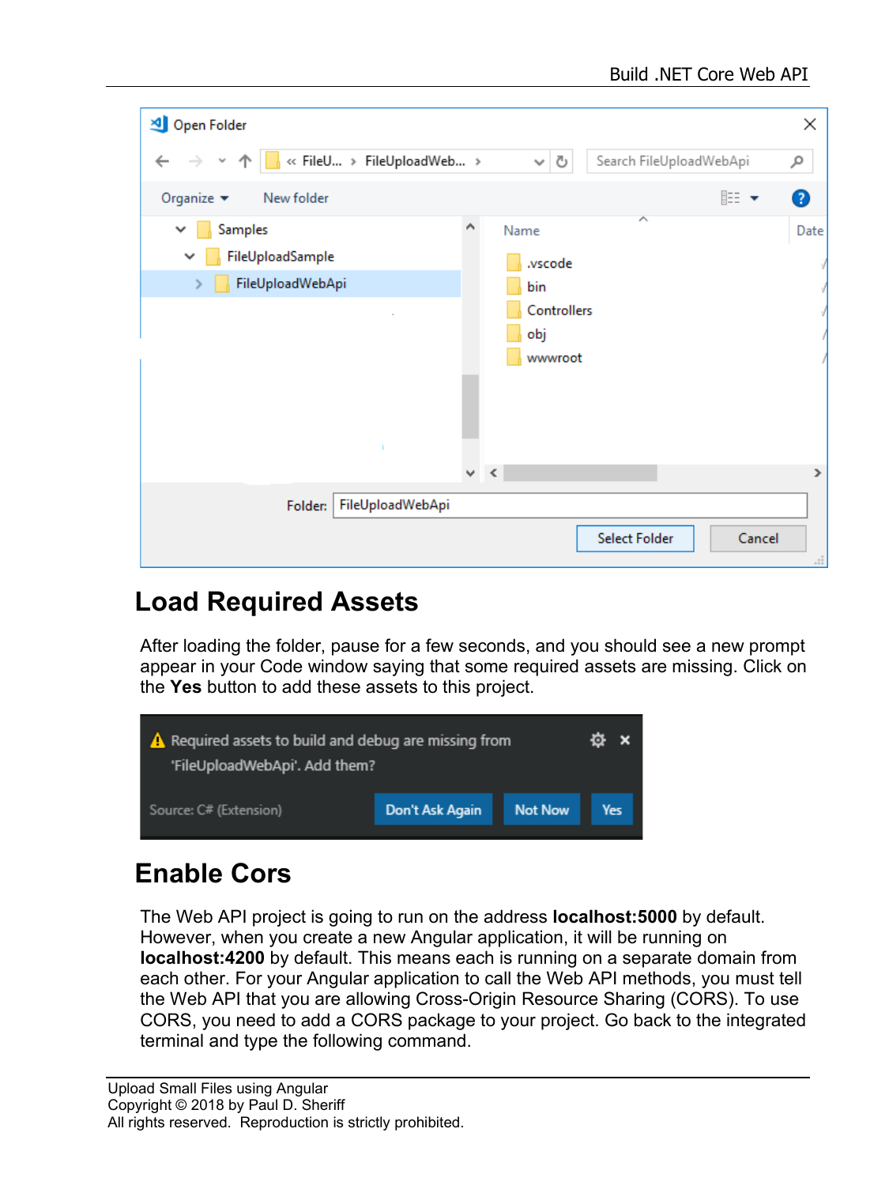## Load Required Assets

After loading the folder, pause for a few seconds, and you should see a new prompt appear in your Code window saying that some required assets are missing. Click on the **Yes** button to add these assets to this project.

## Enable Cors

The Web API project is going to run on the address **localhost:5000** by default. However, when you create a new Angular application, it will be running on **localhost:4200** by default. This means each is running on a separate domain from each other. For your Angular application to call the Web API methods, you must tell the Web API that you are allowing Cross-Origin Resource Sharing (CORS). To use CORS, you need to add a CORS package to your project. Go back to the integrated terminal and type the following command.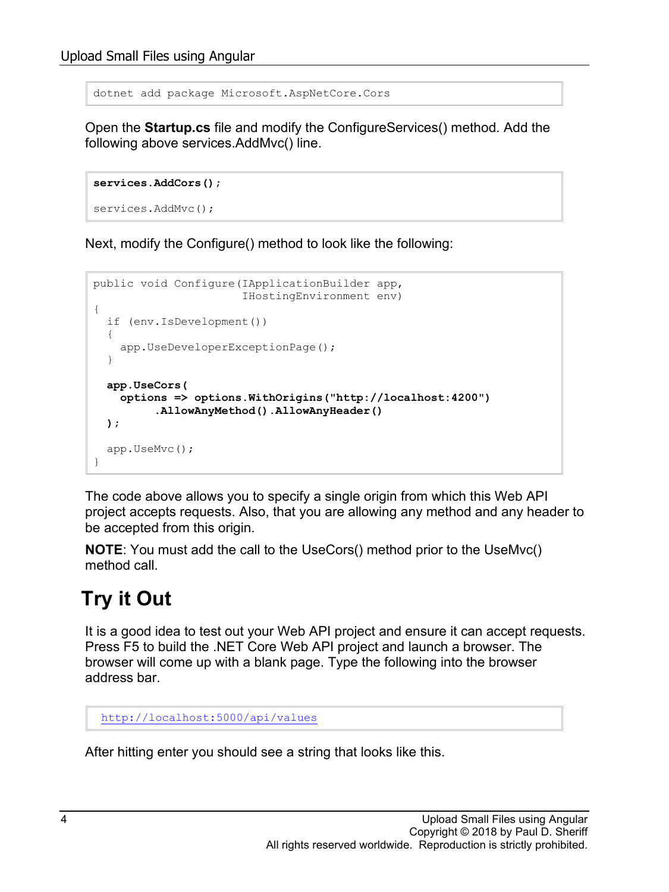```
dotnet add package Microsoft.AspNetCore.Cors
```

Open the **Startup.cs** file and modify the ConfigureServices() method. Add the following above services.AddMvc() line.

```
services.AddCors();

services.AddMvc();
```

Next, modify the Configure() method to look like the following:

```
public void Configure(IApplicationBuilder app,
                      IHostingEnvironment env)
{
  if (env.IsDevelopment())
  {
    app.UseDeveloperExceptionPage();
  }

  app.UseCors(
    options => options.WithOrigins("http://localhost:4200")
         .AllowAnyMethod().AllowAnyHeader()
  );

  app.UseMvc();
}
```

The code above allows you to specify a single origin from which this Web API project accepts requests. Also, that you are allowing any method and any header to be accepted from this origin.

**NOTE**: You must add the call to the UseCors() method prior to the UseMvc() method call.

## Try it Out

It is a good idea to test out your Web API project and ensure it can accept requests. Press F5 to build the .NET Core Web API project and launch a browser. The browser will come up with a blank page. Type the following into the browser address bar.

```
http://localhost:5000/api/values
```

After hitting enter you should see a string that looks like this.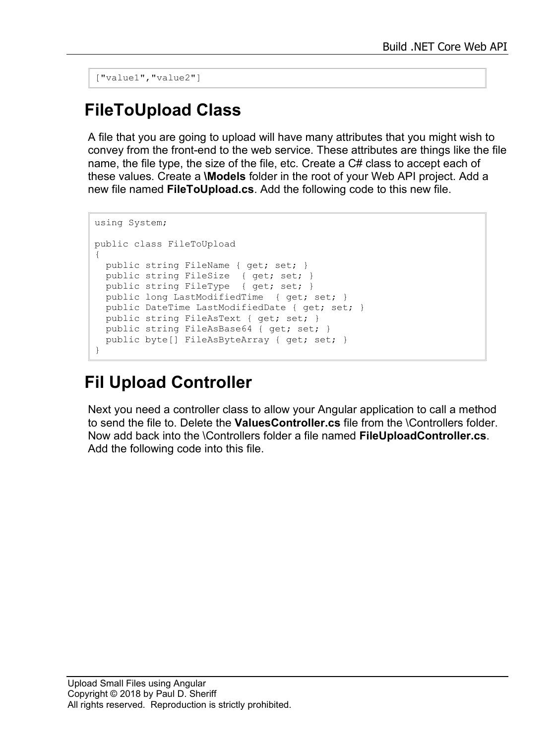```
["value1","value2"]
```

## FileToUpload Class

A file that you are going to upload will have many attributes that you might wish to convey from the front-end to the web service. These attributes are things like the file name, the file type, the size of the file, etc. Create a C# class to accept each of these values. Create a **\Models** folder in the root of your Web API project. Add a new file named **FileToUpload.cs**. Add the following code to this new file.

```
using System;

public class FileToUpload
{
  public string FileName { get; set; }
  public string FileSize  { get; set; }
  public string FileType  { get; set; }
  public long LastModifiedTime  { get; set; }
  public DateTime LastModifiedDate { get; set; }
  public string FileAsText { get; set; }
  public string FileAsBase64 { get; set; }
  public byte[] FileAsByteArray { get; set; }
}
```

## Fil Upload Controller

Next you need a controller class to allow your Angular application to call a method to send the file to. Delete the **ValuesController.cs** file from the \Controllers folder. Now add back into the \Controllers folder a file named **FileUploadController.cs**. Add the following code into this file.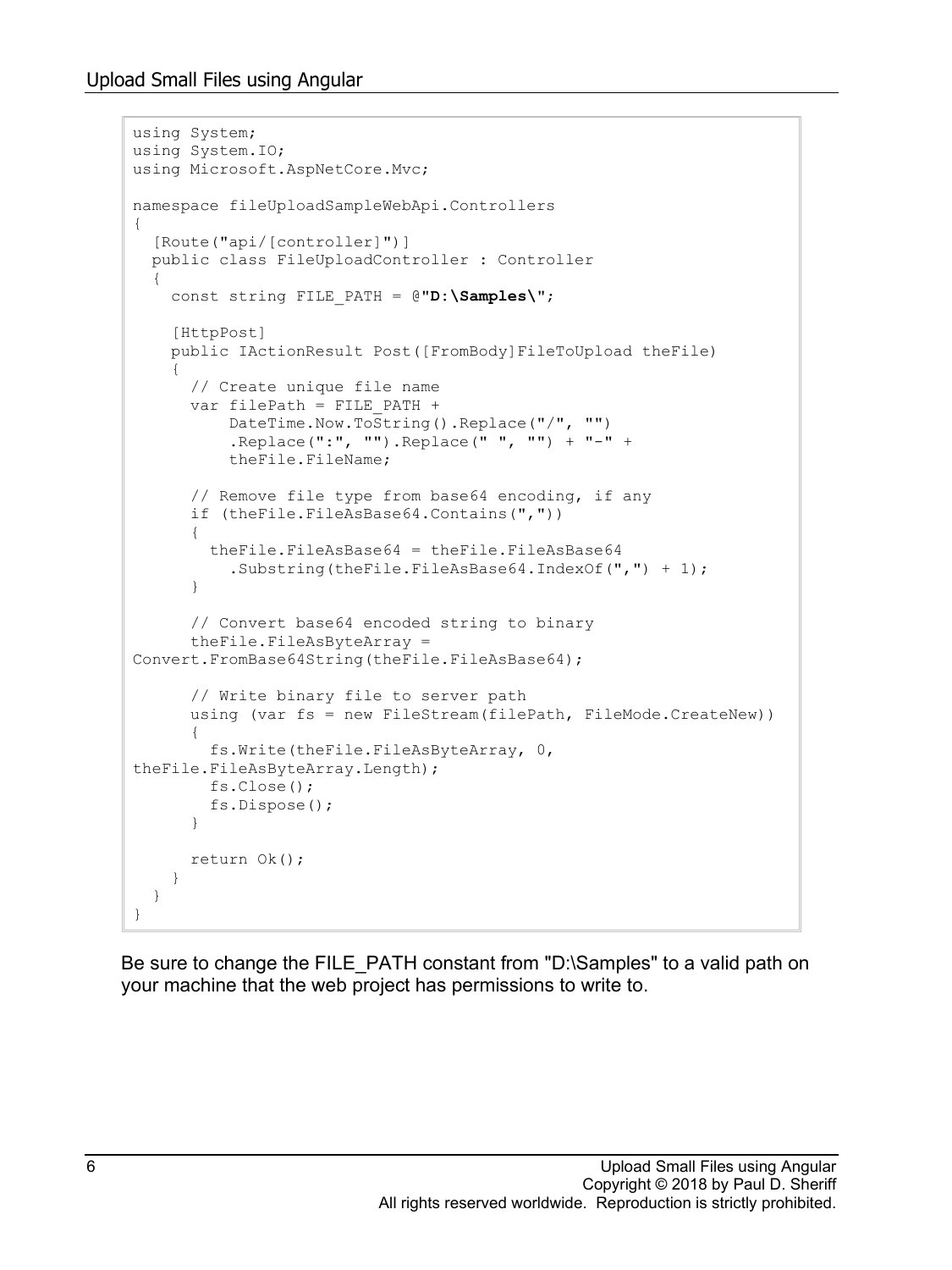```
using System;
using System.IO;
using Microsoft.AspNetCore.Mvc;

namespace fileUploadSampleWebApi.Controllers
{
  [Route("api/[controller]")]
  public class FileUploadController : Controller
  {
    const string FILE_PATH = @"D:\Samples\";

    [HttpPost]
    public IActionResult Post([FromBody]FileToUpload theFile)
    {
      // Create unique file name
      var filePath = FILE_PATH +
          DateTime.Now.ToString().Replace("/", "")
          .Replace(":", "").Replace(" ", "") + "-" +
          theFile.FileName;

      // Remove file type from base64 encoding, if any
      if (theFile.FileAsBase64.Contains(","))
      {
        theFile.FileAsBase64 = theFile.FileAsBase64
          .Substring(theFile.FileAsBase64.IndexOf(",") + 1);
      }

      // Convert base64 encoded string to binary
      theFile.FileAsByteArray =
Convert.FromBase64String(theFile.FileAsBase64);

      // Write binary file to server path
      using (var fs = new FileStream(filePath, FileMode.CreateNew))
      {
        fs.Write(theFile.FileAsByteArray, 0,
theFile.FileAsByteArray.Length);
        fs.Close();
        fs.Dispose();
      }

      return Ok();
    }
  }
}
```

Be sure to change the FILE_PATH constant from "D:\Samples" to a valid path on your machine that the web project has permissions to write to.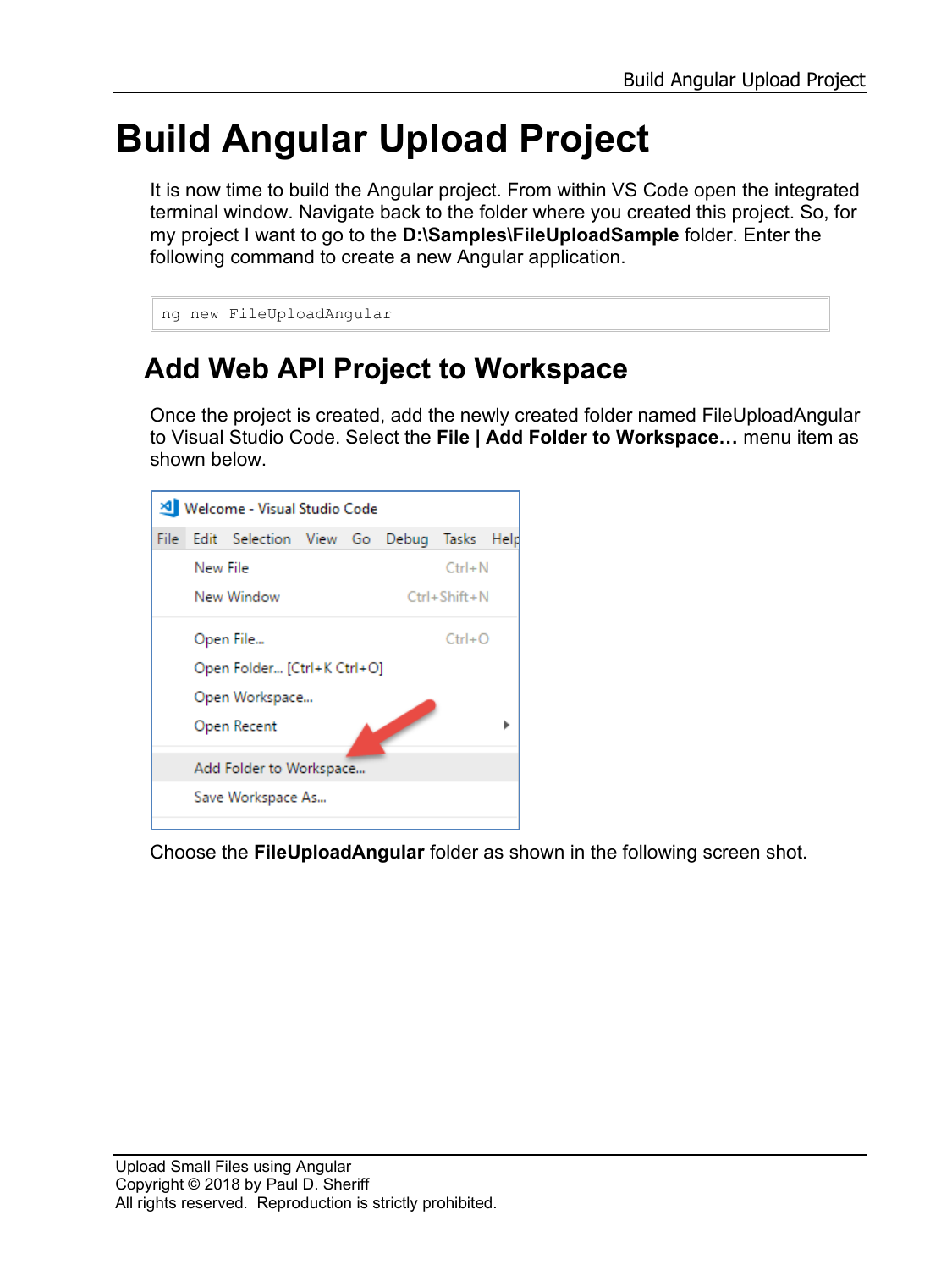# Build Angular Upload Project

It is now time to build the Angular project. From within VS Code open the integrated terminal window. Navigate back to the folder where you created this project. So, for my project I want to go to the **D:\Samples\FileUploadSample** folder. Enter the following command to create a new Angular application.

```
ng new FileUploadAngular
```

## Add Web API Project to Workspace

Once the project is created, add the newly created folder named FileUploadAngular to Visual Studio Code. Select the **File | Add Folder to Workspace…** menu item as shown below.

Choose the **FileUploadAngular** folder as shown in the following screen shot.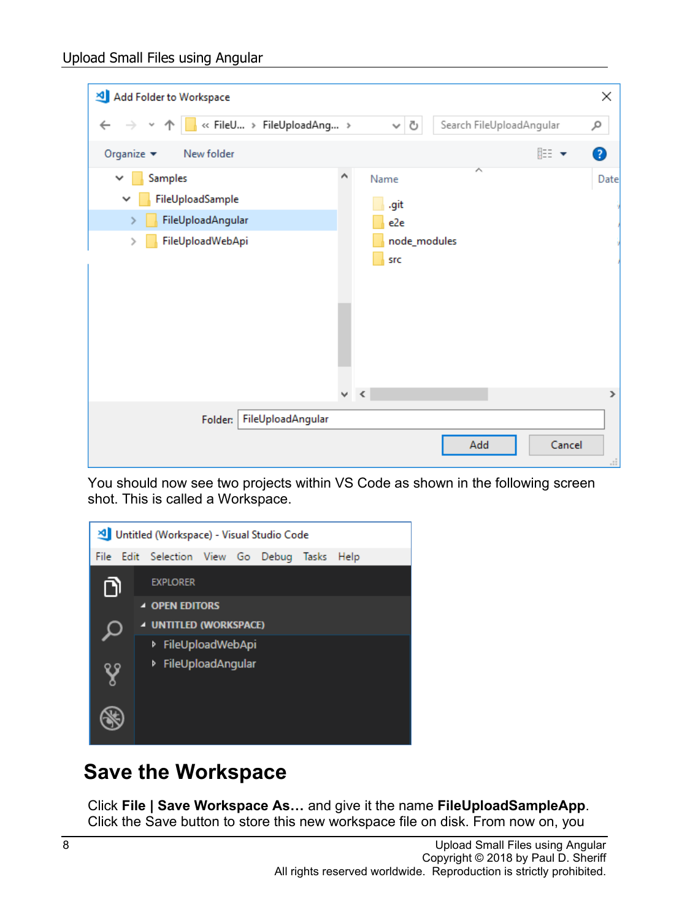You should now see two projects within VS Code as shown in the following screen shot. This is called a Workspace.

## Save the Workspace

Click **File | Save Workspace As…** and give it the name **FileUploadSampleApp**. Click the Save button to store this new workspace file on disk. From now on, you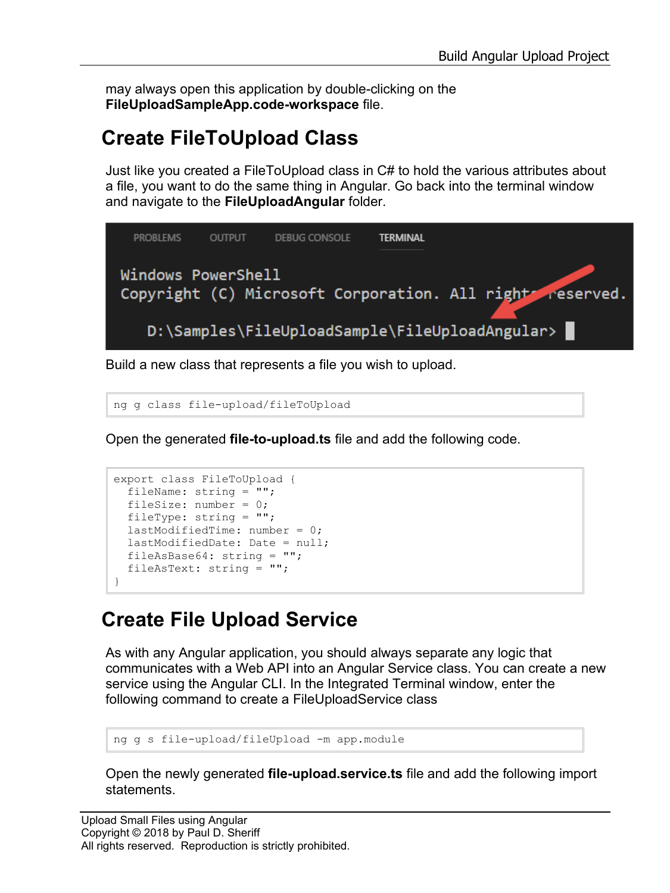may always open this application by double-clicking on the **FileUploadSampleApp.code-workspace** file.

## Create FileToUpload Class

Just like you created a FileToUpload class in C# to hold the various attributes about a file, you want to do the same thing in Angular. Go back into the terminal window and navigate to the **FileUploadAngular** folder.

```
PROBLEMS    OUTPUT    DEBUG CONSOLE    TERMINAL

Windows PowerShell
Copyright (C) Microsoft Corporation. All rights reserved.

  D:\Samples\FileUploadSample\FileUploadAngular>
```

Build a new class that represents a file you wish to upload.

```
ng g class file-upload/fileToUpload
```

Open the generated **file-to-upload.ts** file and add the following code.

```
export class FileToUpload {
  fileName: string = "";
  fileSize: number = 0;
  fileType: string = "";
  lastModifiedTime: number = 0;
  lastModifiedDate: Date = null;
  fileAsBase64: string = "";
  fileAsText: string = "";
}
```

## Create File Upload Service

As with any Angular application, you should always separate any logic that communicates with a Web API into an Angular Service class. You can create a new service using the Angular CLI. In the Integrated Terminal window, enter the following command to create a FileUploadService class

```
ng g s file-upload/fileUpload -m app.module
```

Open the newly generated **file-upload.service.ts** file and add the following import statements.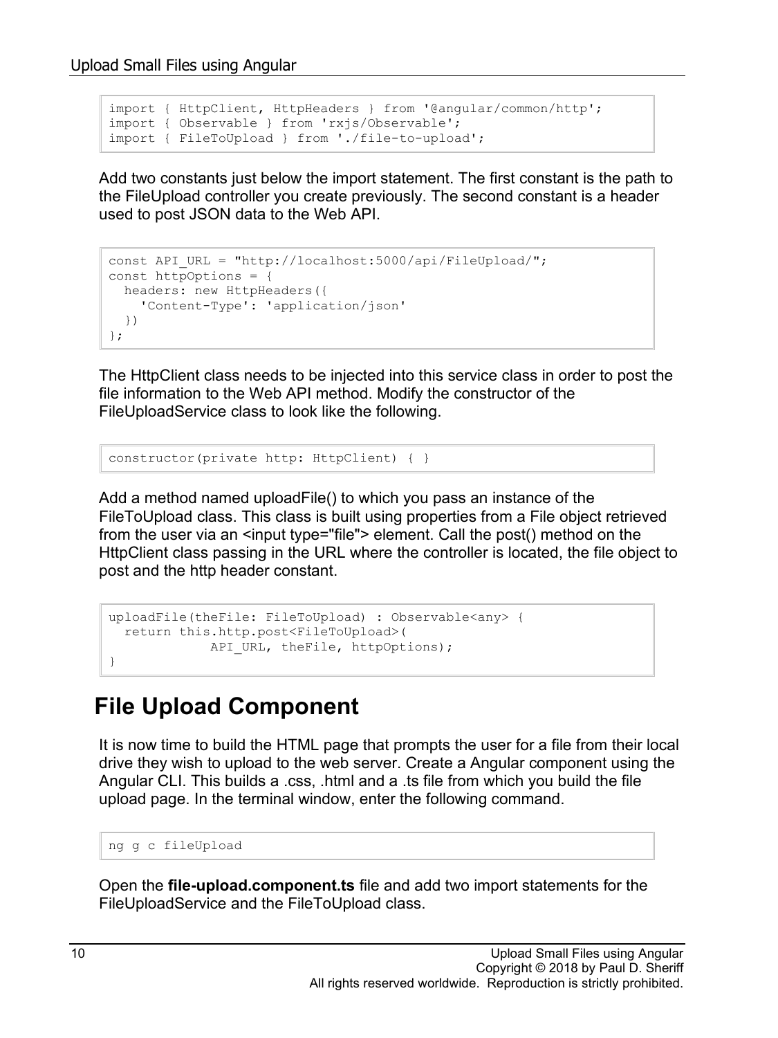```
import { HttpClient, HttpHeaders } from '@angular/common/http';
import { Observable } from 'rxjs/Observable';
import { FileToUpload } from './file-to-upload';
```

Add two constants just below the import statement. The first constant is the path to the FileUpload controller you create previously. The second constant is a header used to post JSON data to the Web API.

```
const API_URL = "http://localhost:5000/api/FileUpload/";
const httpOptions = {
  headers: new HttpHeaders({
    'Content-Type': 'application/json'
  })
};
```

The HttpClient class needs to be injected into this service class in order to post the file information to the Web API method. Modify the constructor of the FileUploadService class to look like the following.

```
constructor(private http: HttpClient) { }
```

Add a method named uploadFile() to which you pass an instance of the FileToUpload class. This class is built using properties from a File object retrieved from the user via an <input type="file"> element. Call the post() method on the HttpClient class passing in the URL where the controller is located, the file object to post and the http header constant.

```
uploadFile(theFile: FileToUpload) : Observable<any> {
  return this.http.post<FileToUpload>(
             API_URL, theFile, httpOptions);
}
```

## File Upload Component

It is now time to build the HTML page that prompts the user for a file from their local drive they wish to upload to the web server. Create a Angular component using the Angular CLI. This builds a .css, .html and a .ts file from which you build the file upload page. In the terminal window, enter the following command.

```
ng g c fileUpload
```

Open the **file-upload.component.ts** file and add two import statements for the FileUploadService and the FileToUpload class.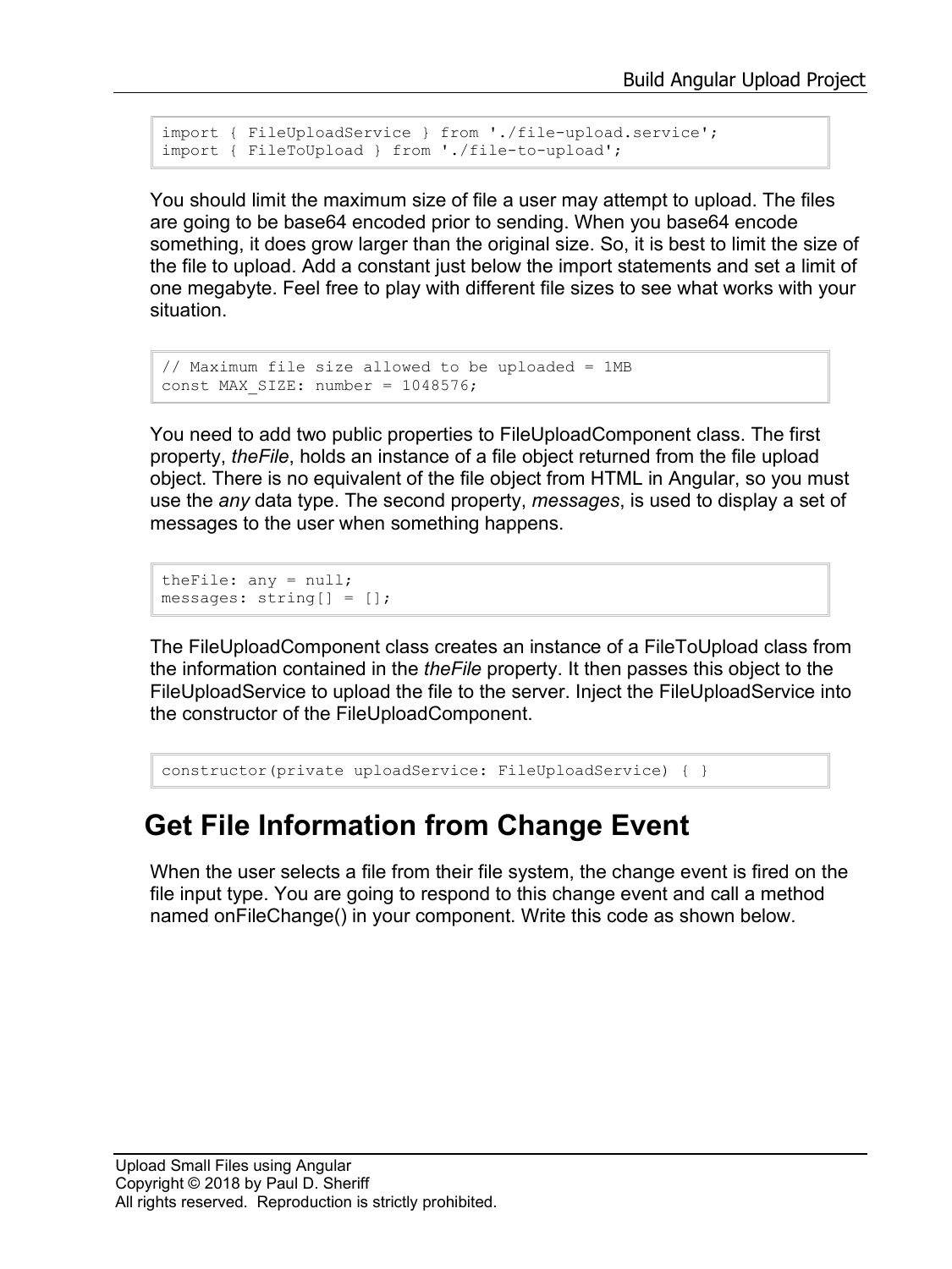```
import { FileUploadService } from './file-upload.service';
import { FileToUpload } from './file-to-upload';
```

You should limit the maximum size of file a user may attempt to upload. The files are going to be base64 encoded prior to sending. When you base64 encode something, it does grow larger than the original size. So, it is best to limit the size of the file to upload. Add a constant just below the import statements and set a limit of one megabyte. Feel free to play with different file sizes to see what works with your situation.

```
// Maximum file size allowed to be uploaded = 1MB
const MAX_SIZE: number = 1048576;
```

You need to add two public properties to FileUploadComponent class. The first property, *theFile*, holds an instance of a file object returned from the file upload object. There is no equivalent of the file object from HTML in Angular, so you must use the *any* data type. The second property, *messages*, is used to display a set of messages to the user when something happens.

```
theFile: any = null;
messages: string[] = [];
```

The FileUploadComponent class creates an instance of a FileToUpload class from the information contained in the *theFile* property. It then passes this object to the FileUploadService to upload the file to the server. Inject the FileUploadService into the constructor of the FileUploadComponent.

```
constructor(private uploadService: FileUploadService) { }
```

## Get File Information from Change Event

When the user selects a file from their file system, the change event is fired on the file input type. You are going to respond to this change event and call a method named onFileChange() in your component. Write this code as shown below.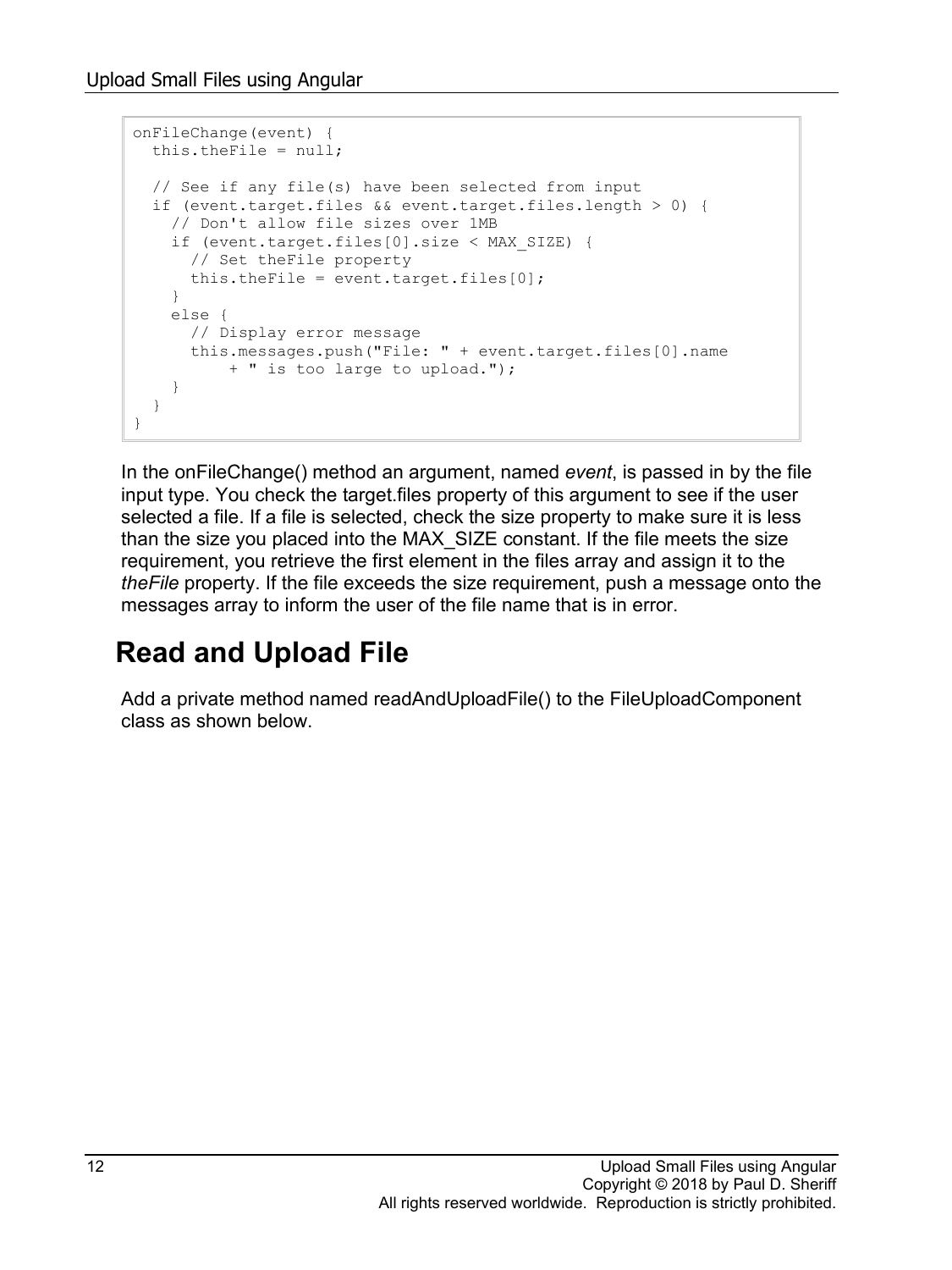```
onFileChange(event) {
  this.theFile = null;

  // See if any file(s) have been selected from input
  if (event.target.files && event.target.files.length > 0) {
    // Don't allow file sizes over 1MB
    if (event.target.files[0].size < MAX_SIZE) {
      // Set theFile property
      this.theFile = event.target.files[0];
    }
    else {
      // Display error message
      this.messages.push("File: " + event.target.files[0].name
          + " is too large to upload.");
    }
  }
}
```

In the onFileChange() method an argument, named *event*, is passed in by the file input type. You check the target.files property of this argument to see if the user selected a file. If a file is selected, check the size property to make sure it is less than the size you placed into the MAX_SIZE constant. If the file meets the size requirement, you retrieve the first element in the files array and assign it to the *theFile* property. If the file exceeds the size requirement, push a message onto the messages array to inform the user of the file name that is in error.

## Read and Upload File

Add a private method named readAndUploadFile() to the FileUploadComponent class as shown below.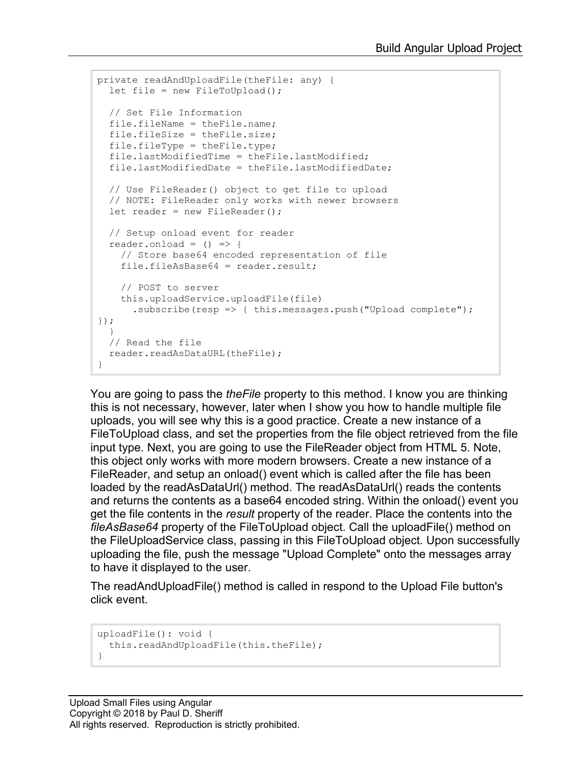```
private readAndUploadFile(theFile: any) {
  let file = new FileToUpload();

  // Set File Information
  file.fileName = theFile.name;
  file.fileSize = theFile.size;
  file.fileType = theFile.type;
  file.lastModifiedTime = theFile.lastModified;
  file.lastModifiedDate = theFile.lastModifiedDate;

  // Use FileReader() object to get file to upload
  // NOTE: FileReader only works with newer browsers
  let reader = new FileReader();

  // Setup onload event for reader
  reader.onload = () => {
    // Store base64 encoded representation of file
    file.fileAsBase64 = reader.result;

    // POST to server
    this.uploadService.uploadFile(file)
      .subscribe(resp => { this.messages.push("Upload complete");
});
  }
  // Read the file
  reader.readAsDataURL(theFile);
}
```

You are going to pass the *theFile* property to this method. I know you are thinking this is not necessary, however, later when I show you how to handle multiple file uploads, you will see why this is a good practice. Create a new instance of a FileToUpload class, and set the properties from the file object retrieved from the file input type. Next, you are going to use the FileReader object from HTML 5. Note, this object only works with more modern browsers. Create a new instance of a FileReader, and setup an onload() event which is called after the file has been loaded by the readAsDataUrl() method. The readAsDataUrl() reads the contents and returns the contents as a base64 encoded string. Within the onload() event you get the file contents in the *result* property of the reader. Place the contents into the *fileAsBase64* property of the FileToUpload object. Call the uploadFile() method on the FileUploadService class, passing in this FileToUpload object. Upon successfully uploading the file, push the message "Upload Complete" onto the messages array to have it displayed to the user.

The readAndUploadFile() method is called in respond to the Upload File button's click event.

```
uploadFile(): void {
  this.readAndUploadFile(this.theFile);
}
```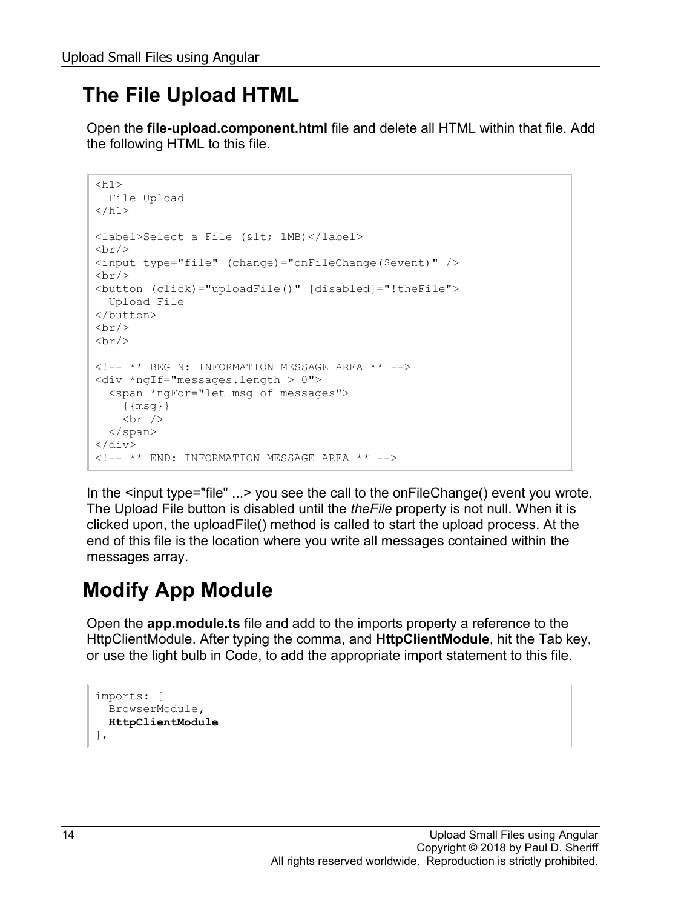## The File Upload HTML

Open the **file-upload.component.html** file and delete all HTML within that file. Add the following HTML to this file.

```
<h1>
  File Upload
</h1>

<label>Select a File (&lt; 1MB)</label>
<br/>
<input type="file" (change)="onFileChange($event)" />
<br/>
<button (click)="uploadFile()" [disabled]="!theFile">
  Upload File
</button>
<br/>
<br/>

<!-- ** BEGIN: INFORMATION MESSAGE AREA ** -->
<div *ngIf="messages.length > 0">
  <span *ngFor="let msg of messages">
    {{msg}}
    <br />
  </span>
</div>
<!-- ** END: INFORMATION MESSAGE AREA ** -->
```

In the <input type="file" ...> you see the call to the onFileChange() event you wrote. The Upload File button is disabled until the *theFile* property is not null. When it is clicked upon, the uploadFile() method is called to start the upload process. At the end of this file is the location where you write all messages contained within the messages array.

## Modify App Module

Open the **app.module.ts** file and add to the imports property a reference to the HttpClientModule. After typing the comma, and **HttpClientModule**, hit the Tab key, or use the light bulb in Code, to add the appropriate import statement to this file.

```
imports: [
  BrowserModule,
  HttpClientModule
],
```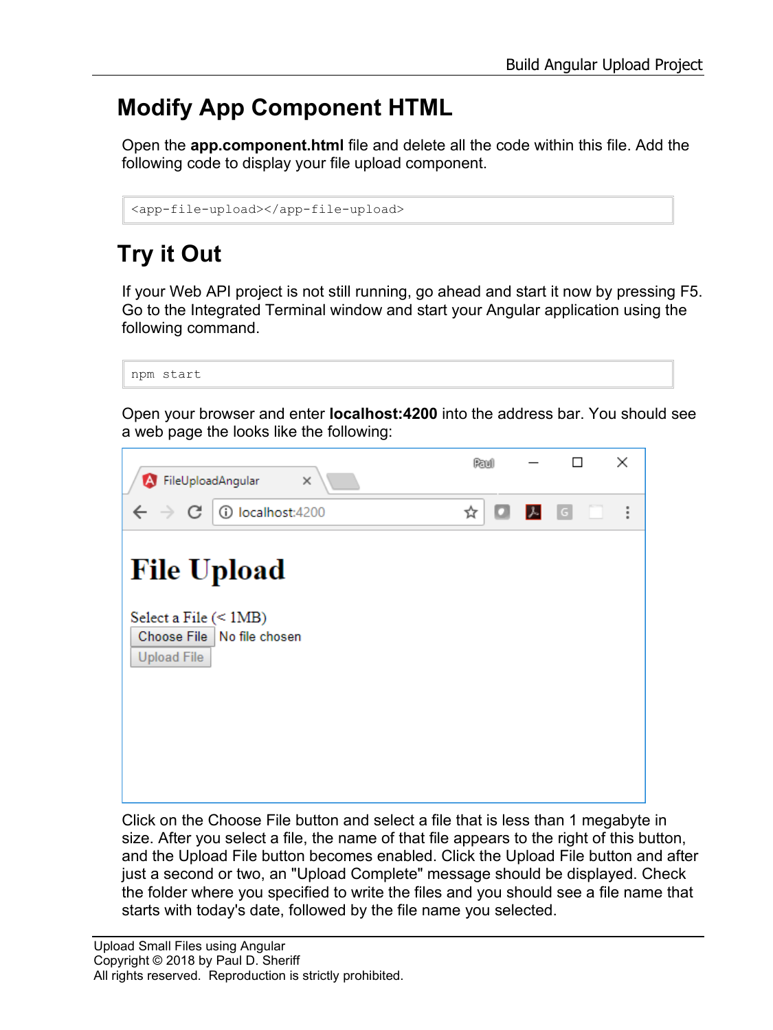## Modify App Component HTML

Open the **app.component.html** file and delete all the code within this file. Add the following code to display your file upload component.

```
<app-file-upload></app-file-upload>
```

## Try it Out

If your Web API project is not still running, go ahead and start it now by pressing F5. Go to the Integrated Terminal window and start your Angular application using the following command.

```
npm start
```

Open your browser and enter **localhost:4200** into the address bar. You should see a web page the looks like the following:

Click on the Choose File button and select a file that is less than 1 megabyte in size. After you select a file, the name of that file appears to the right of this button, and the Upload File button becomes enabled. Click the Upload File button and after just a second or two, an "Upload Complete" message should be displayed. Check the folder where you specified to write the files and you should see a file name that starts with today's date, followed by the file name you selected.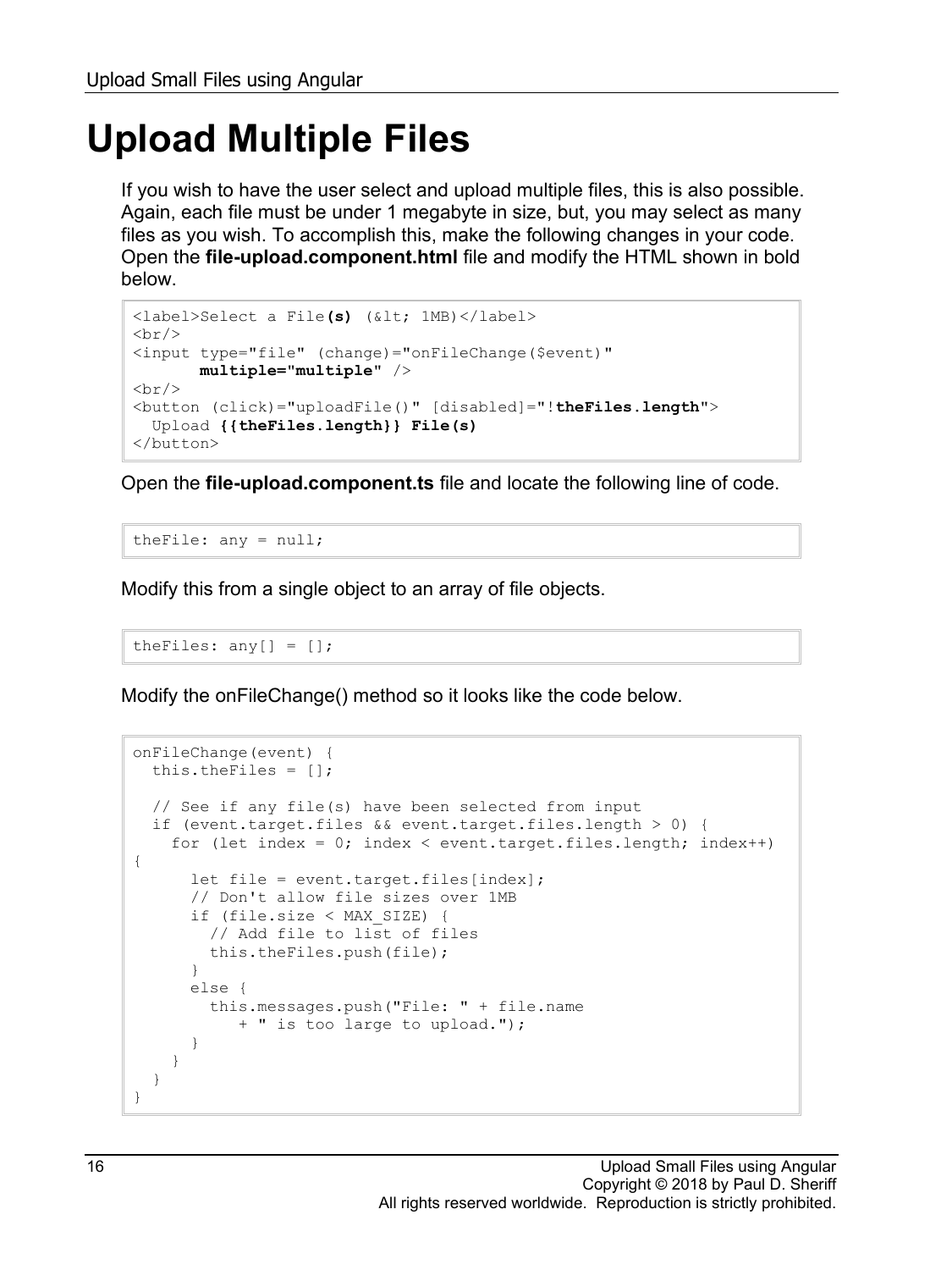# Upload Multiple Files

If you wish to have the user select and upload multiple files, this is also possible. Again, each file must be under 1 megabyte in size, but, you may select as many files as you wish. To accomplish this, make the following changes in your code. Open the **file-upload.component.html** file and modify the HTML shown in bold below.

```
<label>Select a File(s) (&lt; 1MB)</label>
<br/>
<input type="file" (change)="onFileChange($event)"
       multiple="multiple" />
<br/>
<button (click)="uploadFile()" [disabled]="!theFiles.length">
  Upload {{theFiles.length}} File(s)
</button>
```

Open the **file-upload.component.ts** file and locate the following line of code.

```
theFile: any = null;
```

Modify this from a single object to an array of file objects.

```
theFiles: any[] = [];
```

Modify the onFileChange() method so it looks like the code below.

```
onFileChange(event) {
  this.theFiles = [];

  // See if any file(s) have been selected from input
  if (event.target.files && event.target.files.length > 0) {
    for (let index = 0; index < event.target.files.length; index++)
{
      let file = event.target.files[index];
      // Don't allow file sizes over 1MB
      if (file.size < MAX_SIZE) {
        // Add file to list of files
        this.theFiles.push(file);
      }
      else {
        this.messages.push("File: " + file.name
           + " is too large to upload.");
      }
    }
  }
}
```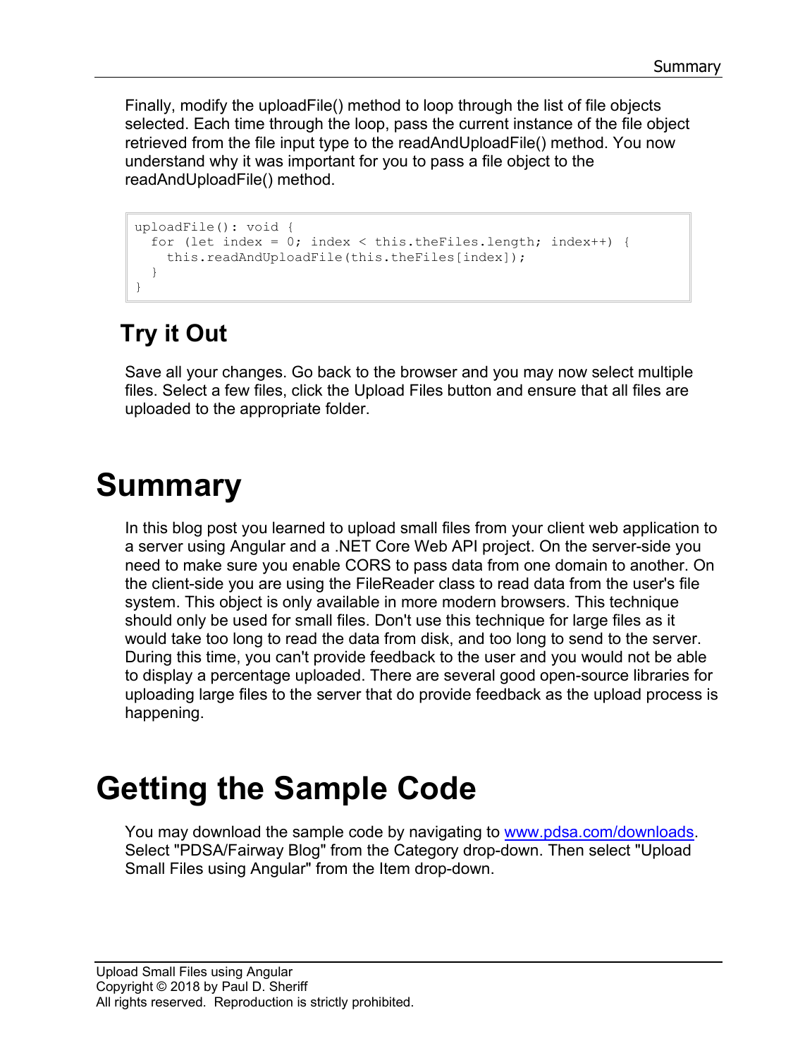Finally, modify the uploadFile() method to loop through the list of file objects selected. Each time through the loop, pass the current instance of the file object retrieved from the file input type to the readAndUploadFile() method. You now understand why it was important for you to pass a file object to the readAndUploadFile() method.

```
uploadFile(): void {
  for (let index = 0; index < this.theFiles.length; index++) {
    this.readAndUploadFile(this.theFiles[index]);
  }
}
```

## Try it Out

Save all your changes. Go back to the browser and you may now select multiple files. Select a few files, click the Upload Files button and ensure that all files are uploaded to the appropriate folder.

# Summary

In this blog post you learned to upload small files from your client web application to a server using Angular and a .NET Core Web API project. On the server-side you need to make sure you enable CORS to pass data from one domain to another. On the client-side you are using the FileReader class to read data from the user's file system. This object is only available in more modern browsers. This technique should only be used for small files. Don't use this technique for large files as it would take too long to read the data from disk, and too long to send to the server. During this time, you can't provide feedback to the user and you would not be able to display a percentage uploaded. There are several good open-source libraries for uploading large files to the server that do provide feedback as the upload process is happening.

# Getting the Sample Code

You may download the sample code by navigating to [www.pdsa.com/downloads](www.pdsa.com/downloads). Select "PDSA/Fairway Blog" from the Category drop-down. Then select "Upload Small Files using Angular" from the Item drop-down.